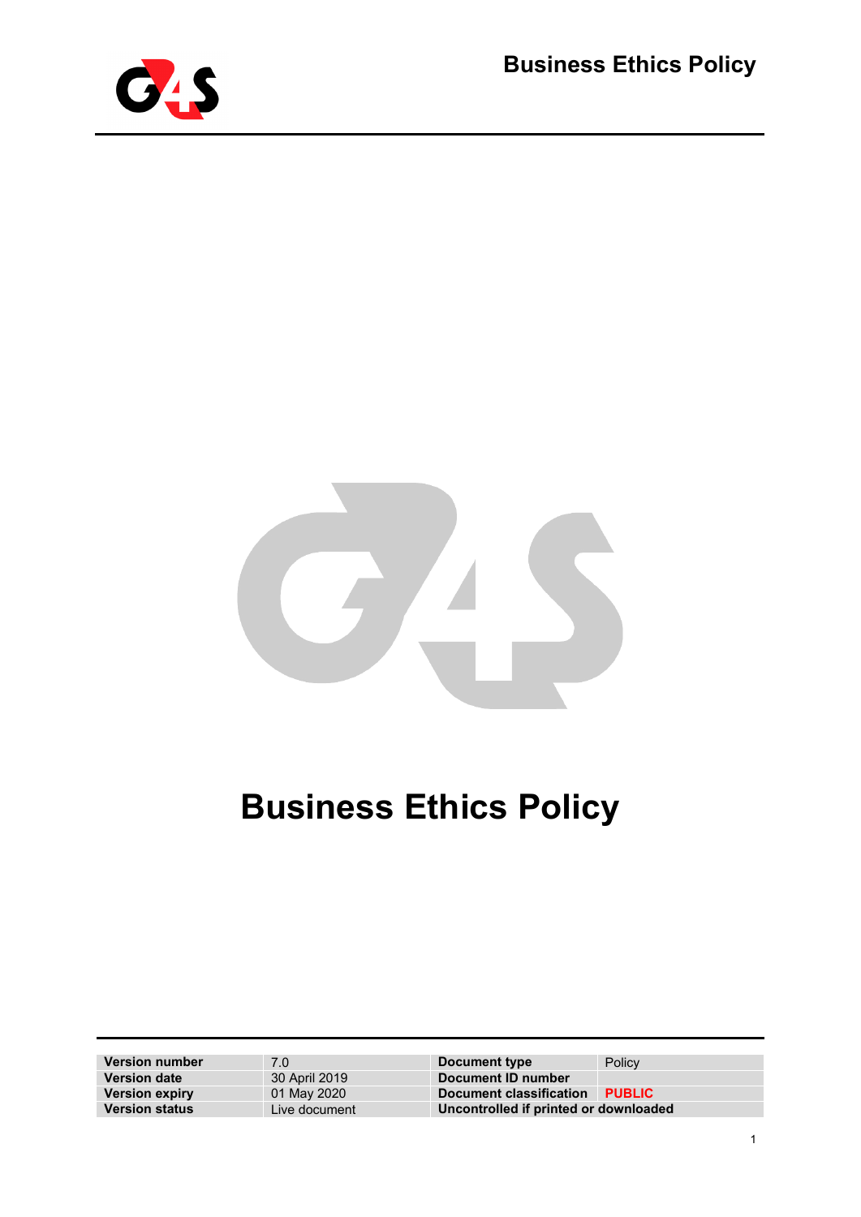# Business Ethics Policy

| Version number | 7.0 | Document type | Policy |
|---|---|---|---|
| Version date | 30 April 2019 | Document ID number | |
| Version expiry | 01 May 2020 | Document classification | PUBLIC |
| Version status | Live document | Uncontrolled if printed or downloaded | |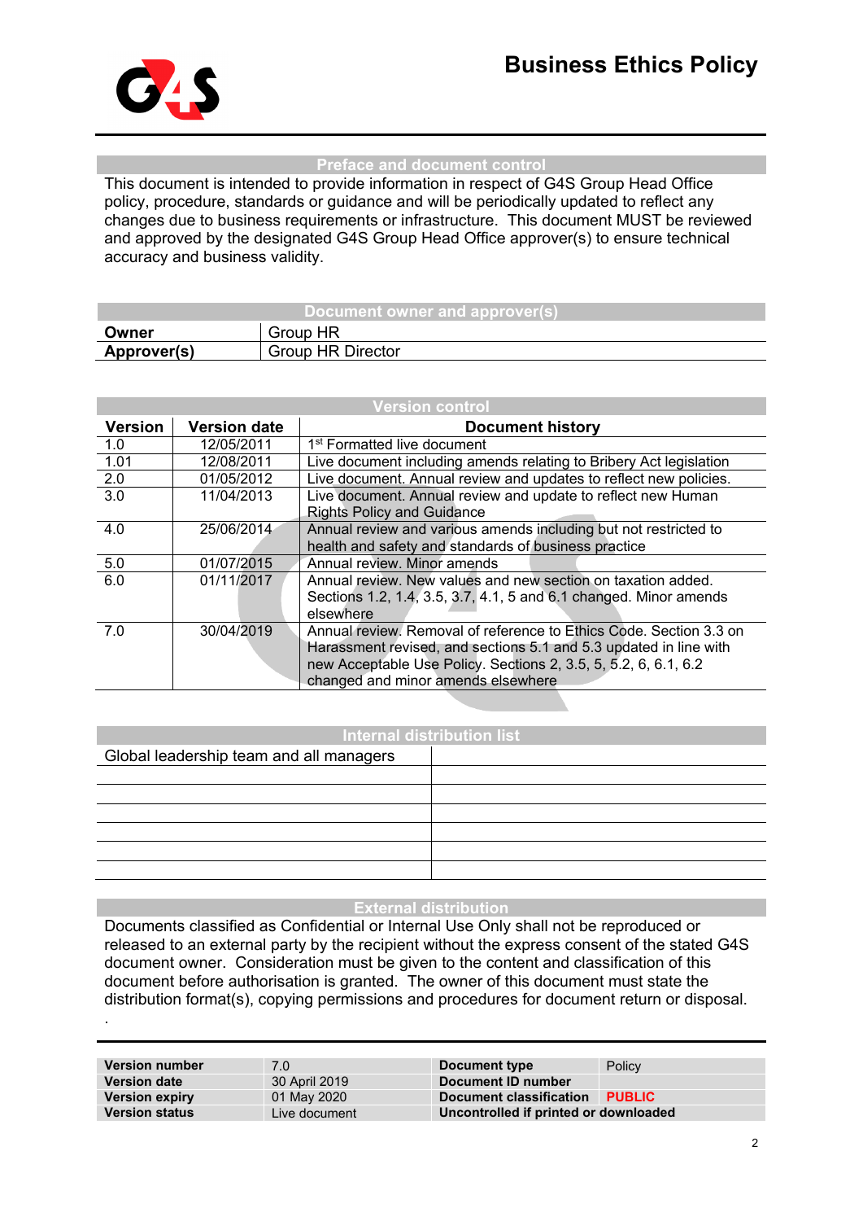# Business Ethics Policy

## Preface and document control

This document is intended to provide information in respect of G4S Group Head Office policy, procedure, standards or guidance and will be periodically updated to reflect any changes due to business requirements or infrastructure. This document MUST be reviewed and approved by the designated G4S Group Head Office approver(s) to ensure technical accuracy and business validity.

## Document owner and approver(s)

| | |
|---|---|
| **Owner** | Group HR |
| **Approver(s)** | Group HR Director |

## Version control

| Version | Version date | Document history |
|---|---|---|
| 1.0 | 12/05/2011 | 1st Formatted live document |
| 1.01 | 12/08/2011 | Live document including amends relating to Bribery Act legislation |
| 2.0 | 01/05/2012 | Live document. Annual review and updates to reflect new policies. |
| 3.0 | 11/04/2013 | Live document. Annual review and update to reflect new Human Rights Policy and Guidance |
| 4.0 | 25/06/2014 | Annual review and various amends including but not restricted to health and safety and standards of business practice |
| 5.0 | 01/07/2015 | Annual review. Minor amends |
| 6.0 | 01/11/2017 | Annual review. New values and new section on taxation added. Sections 1.2, 1.4, 3.5, 3.7, 4.1, 5 and 6.1 changed. Minor amends elsewhere |
| 7.0 | 30/04/2019 | Annual review. Removal of reference to Ethics Code. Section 3.3 on Harassment revised, and sections 5.1 and 5.3 updated in line with new Acceptable Use Policy. Sections 2, 3.5, 5, 5.2, 6, 6.1, 6.2 changed and minor amends elsewhere |

## Internal distribution list

| | |
|---|---|
| Global leadership team and all managers | |
| | |
| | |
| | |
| | |
| | |
| | |

## External distribution

Documents classified as Confidential or Internal Use Only shall not be reproduced or released to an external party by the recipient without the express consent of the stated G4S document owner. Consideration must be given to the content and classification of this document before authorisation is granted. The owner of this document must state the distribution format(s), copying permissions and procedures for document return or disposal.

.

| | | | |
|---|---|---|---|
| **Version number** | 7.0 | **Document type** | Policy |
| **Version date** | 30 April 2019 | **Document ID number** | |
| **Version expiry** | 01 May 2020 | **Document classification** | **PUBLIC** |
| **Version status** | Live document | **Uncontrolled if printed or downloaded** | |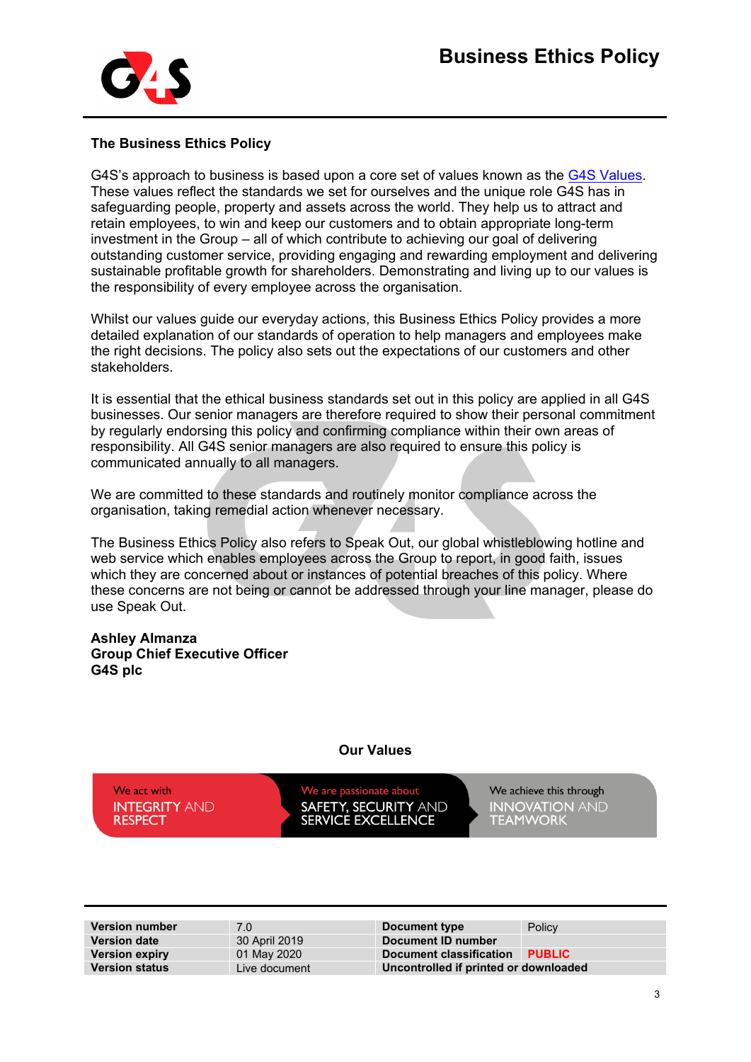## The Business Ethics Policy

G4S's approach to business is based upon a core set of values known as the [G4S Values](). These values reflect the standards we set for ourselves and the unique role G4S has in safeguarding people, property and assets across the world. They help us to attract and retain employees, to win and keep our customers and to obtain appropriate long-term investment in the Group – all of which contribute to achieving our goal of delivering outstanding customer service, providing engaging and rewarding employment and delivering sustainable profitable growth for shareholders. Demonstrating and living up to our values is the responsibility of every employee across the organisation.

Whilst our values guide our everyday actions, this Business Ethics Policy provides a more detailed explanation of our standards of operation to help managers and employees make the right decisions. The policy also sets out the expectations of our customers and other stakeholders.

It is essential that the ethical business standards set out in this policy are applied in all G4S businesses. Our senior managers are therefore required to show their personal commitment by regularly endorsing this policy and confirming compliance within their own areas of responsibility. All G4S senior managers are also required to ensure this policy is communicated annually to all managers.

We are committed to these standards and routinely monitor compliance across the organisation, taking remedial action whenever necessary.

The Business Ethics Policy also refers to Speak Out, our global whistleblowing hotline and web service which enables employees across the Group to report, in good faith, issues which they are concerned about or instances of potential breaches of this policy. Where these concerns are not being or cannot be addressed through your line manager, please do use Speak Out.

**Ashley Almanza**
**Group Chief Executive Officer**
**G4S plc**

**Our Values**

| We act with | We are passionate about | We achieve this through |
|---|---|---|
| INTEGRITY AND RESPECT | SAFETY, SECURITY AND SERVICE EXCELLENCE | INNOVATION AND TEAMWORK |

| | | | |
|---|---|---|---|
| **Version number** | 7.0 | **Document type** | Policy |
| **Version date** | 30 April 2019 | **Document ID number** | |
| **Version expiry** | 01 May 2020 | **Document classification** | **PUBLIC** |
| **Version status** | Live document | **Uncontrolled if printed or downloaded** | |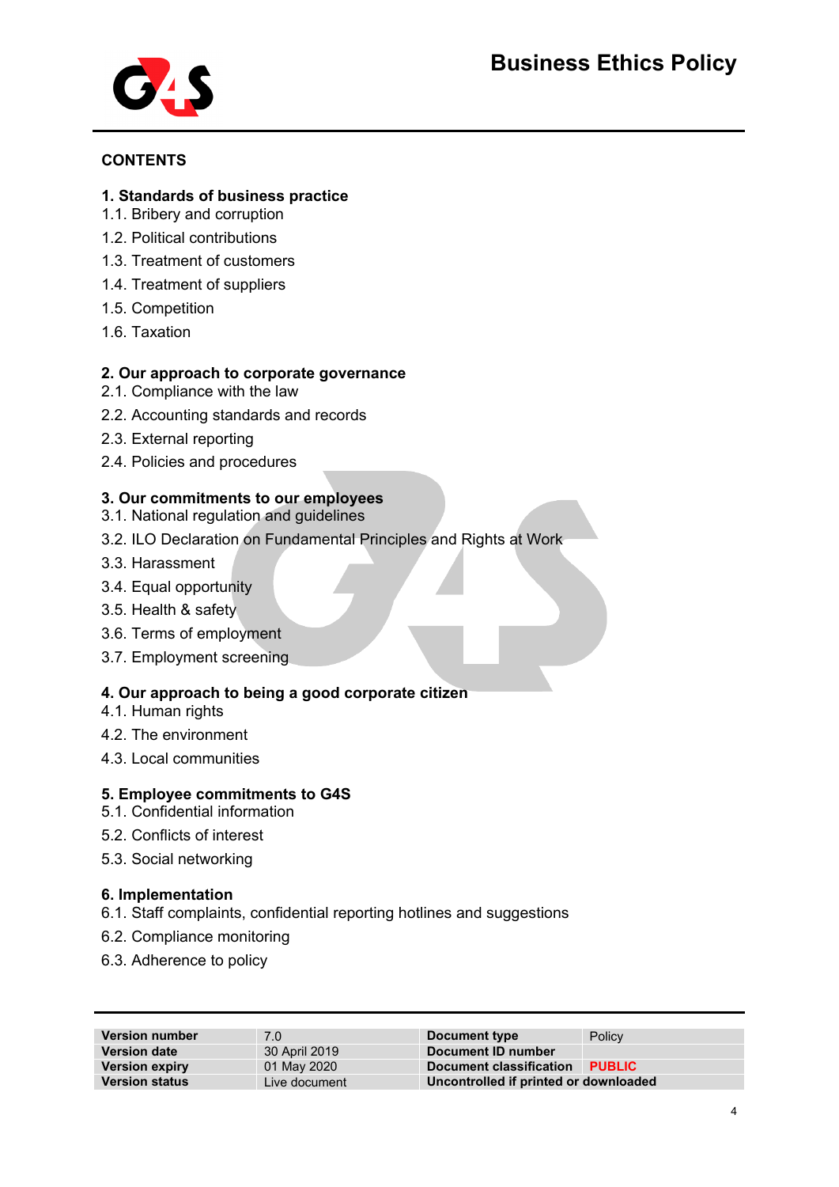## CONTENTS

### 1. Standards of business practice

1.1. Bribery and corruption

1.2. Political contributions

1.3. Treatment of customers

1.4. Treatment of suppliers

1.5. Competition

1.6. Taxation

### 2. Our approach to corporate governance

2.1. Compliance with the law

2.2. Accounting standards and records

2.3. External reporting

2.4. Policies and procedures

### 3. Our commitments to our employees

3.1. National regulation and guidelines

3.2. ILO Declaration on Fundamental Principles and Rights at Work

3.3. Harassment

3.4. Equal opportunity

3.5. Health & safety

3.6. Terms of employment

3.7. Employment screening

### 4. Our approach to being a good corporate citizen

4.1. Human rights

4.2. The environment

4.3. Local communities

### 5. Employee commitments to G4S

5.1. Confidential information

5.2. Conflicts of interest

5.3. Social networking

### 6. Implementation

6.1. Staff complaints, confidential reporting hotlines and suggestions

6.2. Compliance monitoring

6.3. Adherence to policy

| **Version number** | 7.0 | **Document type** | Policy |
|---|---|---|---|
| **Version date** | 30 April 2019 | **Document ID number** | |
| **Version expiry** | 01 May 2020 | **Document classification** | **PUBLIC** |
| **Version status** | Live document | **Uncontrolled if printed or downloaded** | |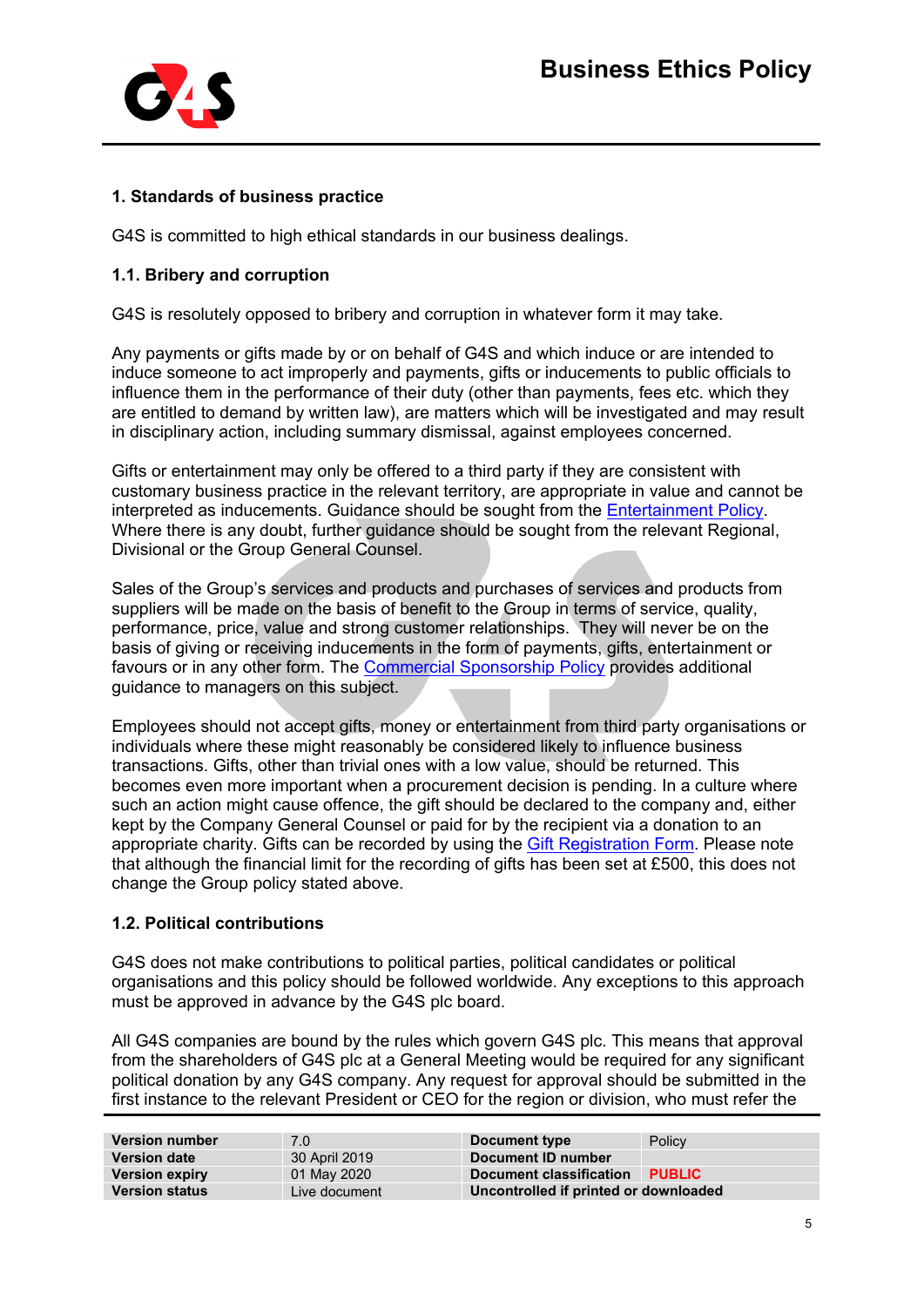## 1. Standards of business practice

G4S is committed to high ethical standards in our business dealings.

### 1.1. Bribery and corruption

G4S is resolutely opposed to bribery and corruption in whatever form it may take.

Any payments or gifts made by or on behalf of G4S and which induce or are intended to induce someone to act improperly and payments, gifts or inducements to public officials to influence them in the performance of their duty (other than payments, fees etc. which they are entitled to demand by written law), are matters which will be investigated and may result in disciplinary action, including summary dismissal, against employees concerned.

Gifts or entertainment may only be offered to a third party if they are consistent with customary business practice in the relevant territory, are appropriate in value and cannot be interpreted as inducements. Guidance should be sought from the Entertainment Policy. Where there is any doubt, further guidance should be sought from the relevant Regional, Divisional or the Group General Counsel.

Sales of the Group's services and products and purchases of services and products from suppliers will be made on the basis of benefit to the Group in terms of service, quality, performance, price, value and strong customer relationships. They will never be on the basis of giving or receiving inducements in the form of payments, gifts, entertainment or favours or in any other form. The Commercial Sponsorship Policy provides additional guidance to managers on this subject.

Employees should not accept gifts, money or entertainment from third party organisations or individuals where these might reasonably be considered likely to influence business transactions. Gifts, other than trivial ones with a low value, should be returned. This becomes even more important when a procurement decision is pending. In a culture where such an action might cause offence, the gift should be declared to the company and, either kept by the Company General Counsel or paid for by the recipient via a donation to an appropriate charity. Gifts can be recorded by using the Gift Registration Form. Please note that although the financial limit for the recording of gifts has been set at £500, this does not change the Group policy stated above.

### 1.2. Political contributions

G4S does not make contributions to political parties, political candidates or political organisations and this policy should be followed worldwide. Any exceptions to this approach must be approved in advance by the G4S plc board.

All G4S companies are bound by the rules which govern G4S plc. This means that approval from the shareholders of G4S plc at a General Meeting would be required for any significant political donation by any G4S company. Any request for approval should be submitted in the first instance to the relevant President or CEO for the region or division, who must refer the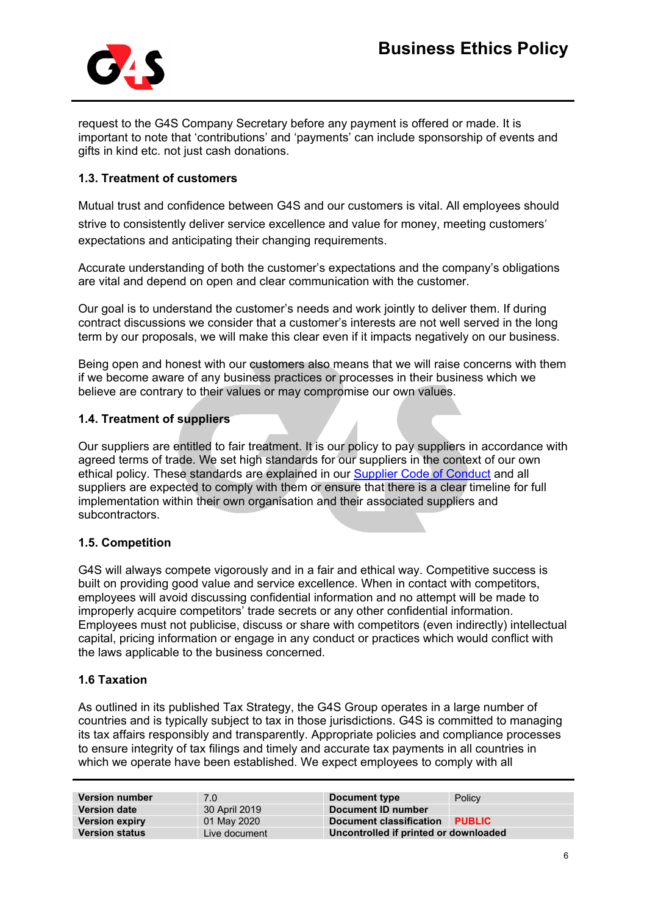request to the G4S Company Secretary before any payment is offered or made. It is important to note that 'contributions' and 'payments' can include sponsorship of events and gifts in kind etc. not just cash donations.

### 1.3. Treatment of customers

Mutual trust and confidence between G4S and our customers is vital. All employees should strive to consistently deliver service excellence and value for money, meeting customers' expectations and anticipating their changing requirements.

Accurate understanding of both the customer's expectations and the company's obligations are vital and depend on open and clear communication with the customer.

Our goal is to understand the customer's needs and work jointly to deliver them. If during contract discussions we consider that a customer's interests are not well served in the long term by our proposals, we will make this clear even if it impacts negatively on our business.

Being open and honest with our customers also means that we will raise concerns with them if we become aware of any business practices or processes in their business which we believe are contrary to their values or may compromise our own values.

### 1.4. Treatment of suppliers

Our suppliers are entitled to fair treatment. It is our policy to pay suppliers in accordance with agreed terms of trade. We set high standards for our suppliers in the context of our own ethical policy. These standards are explained in our Supplier Code of Conduct and all suppliers are expected to comply with them or ensure that there is a clear timeline for full implementation within their own organisation and their associated suppliers and subcontractors.

### 1.5. Competition

G4S will always compete vigorously and in a fair and ethical way. Competitive success is built on providing good value and service excellence. When in contact with competitors, employees will avoid discussing confidential information and no attempt will be made to improperly acquire competitors' trade secrets or any other confidential information. Employees must not publicise, discuss or share with competitors (even indirectly) intellectual capital, pricing information or engage in any conduct or practices which would conflict with the laws applicable to the business concerned.

### 1.6 Taxation

As outlined in its published Tax Strategy, the G4S Group operates in a large number of countries and is typically subject to tax in those jurisdictions. G4S is committed to managing its tax affairs responsibly and transparently. Appropriate policies and compliance processes to ensure integrity of tax filings and timely and accurate tax payments in all countries in which we operate have been established. We expect employees to comply with all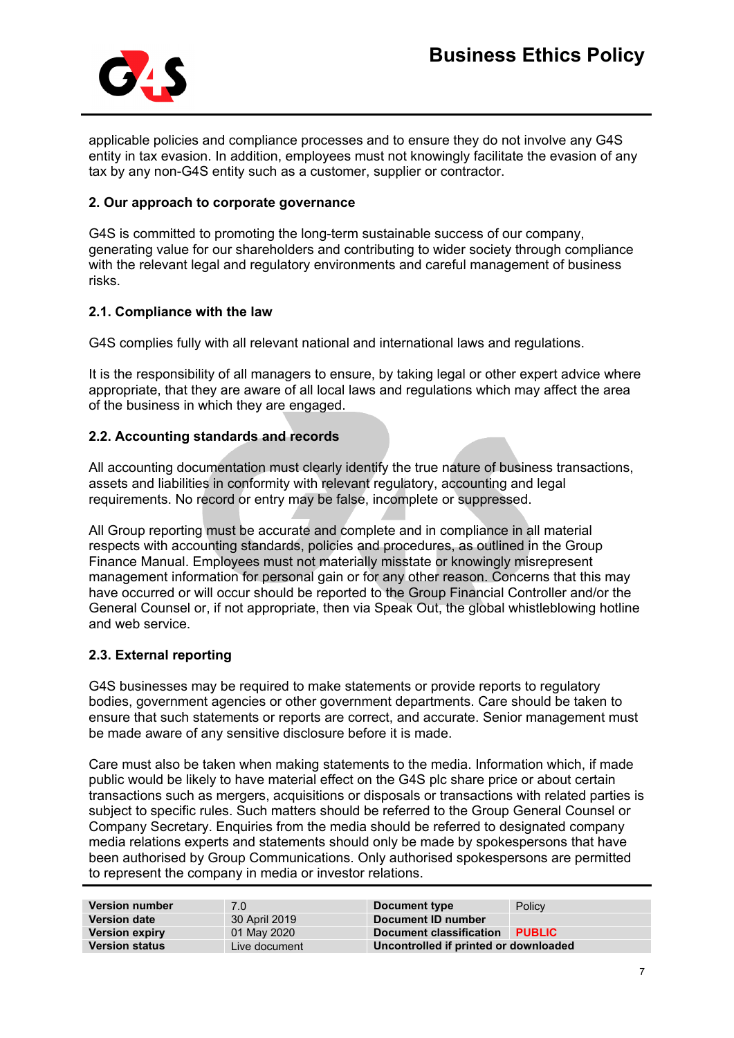applicable policies and compliance processes and to ensure they do not involve any G4S entity in tax evasion. In addition, employees must not knowingly facilitate the evasion of any tax by any non-G4S entity such as a customer, supplier or contractor.

## 2. Our approach to corporate governance

G4S is committed to promoting the long-term sustainable success of our company, generating value for our shareholders and contributing to wider society through compliance with the relevant legal and regulatory environments and careful management of business risks.

### 2.1. Compliance with the law

G4S complies fully with all relevant national and international laws and regulations.

It is the responsibility of all managers to ensure, by taking legal or other expert advice where appropriate, that they are aware of all local laws and regulations which may affect the area of the business in which they are engaged.

### 2.2. Accounting standards and records

All accounting documentation must clearly identify the true nature of business transactions, assets and liabilities in conformity with relevant regulatory, accounting and legal requirements. No record or entry may be false, incomplete or suppressed.

All Group reporting must be accurate and complete and in compliance in all material respects with accounting standards, policies and procedures, as outlined in the Group Finance Manual. Employees must not materially misstate or knowingly misrepresent management information for personal gain or for any other reason. Concerns that this may have occurred or will occur should be reported to the Group Financial Controller and/or the General Counsel or, if not appropriate, then via Speak Out, the global whistleblowing hotline and web service.

### 2.3. External reporting

G4S businesses may be required to make statements or provide reports to regulatory bodies, government agencies or other government departments. Care should be taken to ensure that such statements or reports are correct, and accurate. Senior management must be made aware of any sensitive disclosure before it is made.

Care must also be taken when making statements to the media. Information which, if made public would be likely to have material effect on the G4S plc share price or about certain transactions such as mergers, acquisitions or disposals or transactions with related parties is subject to specific rules. Such matters should be referred to the Group General Counsel or Company Secretary. Enquiries from the media should be referred to designated company media relations experts and statements should only be made by spokespersons that have been authorised by Group Communications. Only authorised spokespersons are permitted to represent the company in media or investor relations.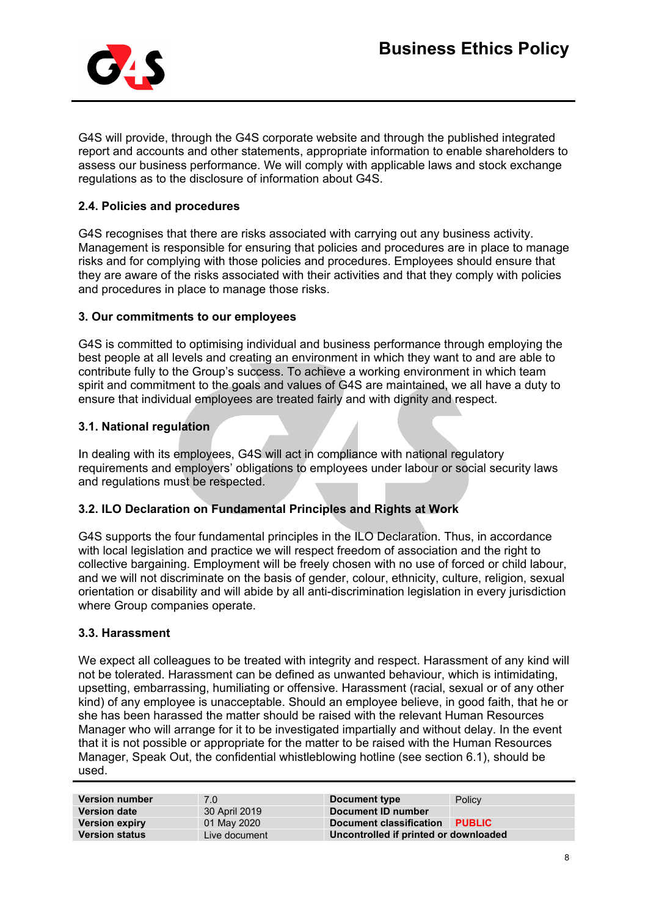G4S will provide, through the G4S corporate website and through the published integrated report and accounts and other statements, appropriate information to enable shareholders to assess our business performance. We will comply with applicable laws and stock exchange regulations as to the disclosure of information about G4S.

### 2.4. Policies and procedures

G4S recognises that there are risks associated with carrying out any business activity. Management is responsible for ensuring that policies and procedures are in place to manage risks and for complying with those policies and procedures. Employees should ensure that they are aware of the risks associated with their activities and that they comply with policies and procedures in place to manage those risks.

## 3. Our commitments to our employees

G4S is committed to optimising individual and business performance through employing the best people at all levels and creating an environment in which they want to and are able to contribute fully to the Group's success. To achieve a working environment in which team spirit and commitment to the goals and values of G4S are maintained, we all have a duty to ensure that individual employees are treated fairly and with dignity and respect.

### 3.1. National regulation

In dealing with its employees, G4S will act in compliance with national regulatory requirements and employers' obligations to employees under labour or social security laws and regulations must be respected.

### 3.2. ILO Declaration on Fundamental Principles and Rights at Work

G4S supports the four fundamental principles in the ILO Declaration. Thus, in accordance with local legislation and practice we will respect freedom of association and the right to collective bargaining. Employment will be freely chosen with no use of forced or child labour, and we will not discriminate on the basis of gender, colour, ethnicity, culture, religion, sexual orientation or disability and will abide by all anti-discrimination legislation in every jurisdiction where Group companies operate.

### 3.3. Harassment

We expect all colleagues to be treated with integrity and respect. Harassment of any kind will not be tolerated. Harassment can be defined as unwanted behaviour, which is intimidating, upsetting, embarrassing, humiliating or offensive. Harassment (racial, sexual or of any other kind) of any employee is unacceptable. Should an employee believe, in good faith, that he or she has been harassed the matter should be raised with the relevant Human Resources Manager who will arrange for it to be investigated impartially and without delay. In the event that it is not possible or appropriate for the matter to be raised with the Human Resources Manager, Speak Out, the confidential whistleblowing hotline (see section 6.1), should be used.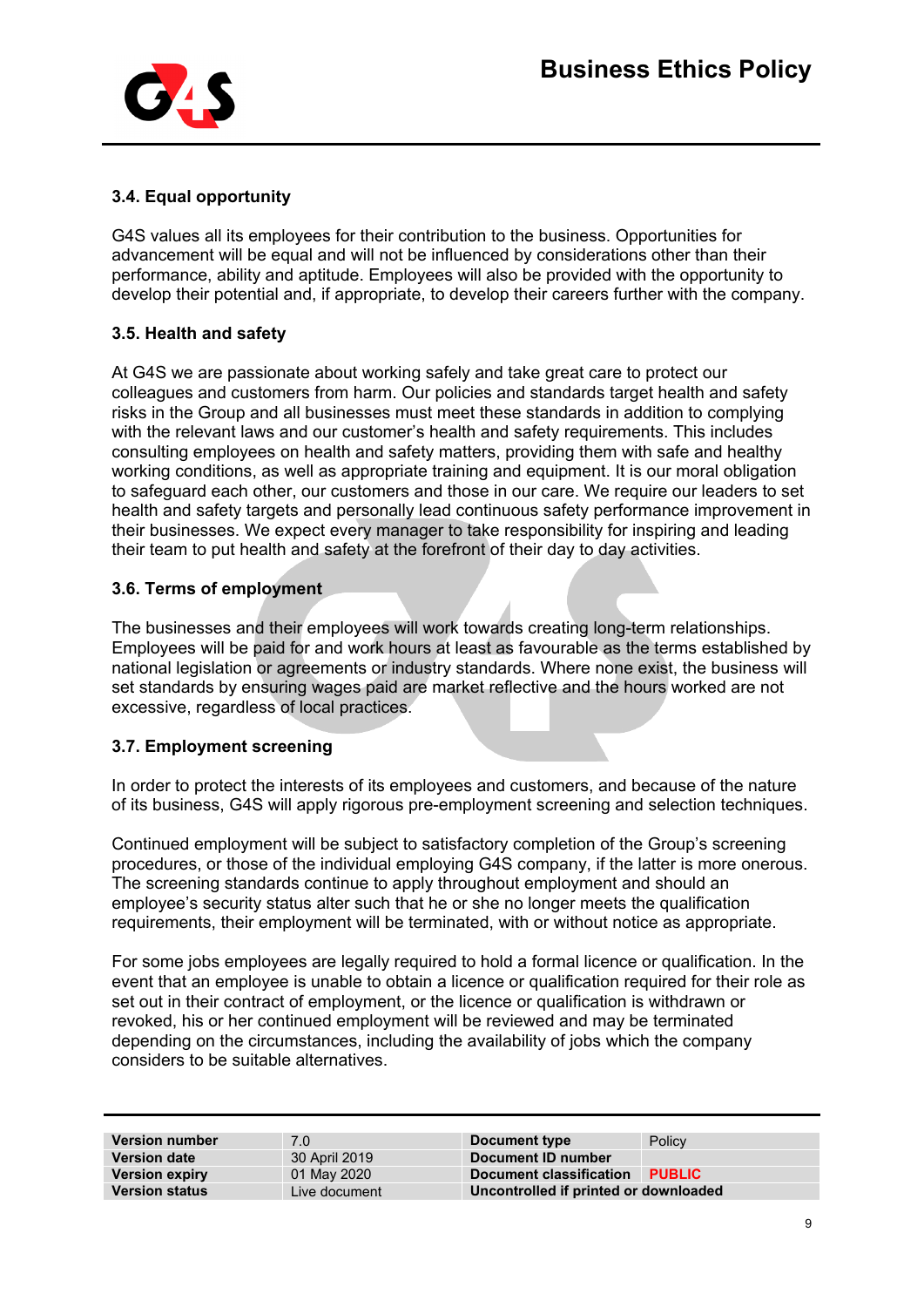### 3.4. Equal opportunity

G4S values all its employees for their contribution to the business. Opportunities for advancement will be equal and will not be influenced by considerations other than their performance, ability and aptitude. Employees will also be provided with the opportunity to develop their potential and, if appropriate, to develop their careers further with the company.

### 3.5. Health and safety

At G4S we are passionate about working safely and take great care to protect our colleagues and customers from harm. Our policies and standards target health and safety risks in the Group and all businesses must meet these standards in addition to complying with the relevant laws and our customer's health and safety requirements. This includes consulting employees on health and safety matters, providing them with safe and healthy working conditions, as well as appropriate training and equipment. It is our moral obligation to safeguard each other, our customers and those in our care. We require our leaders to set health and safety targets and personally lead continuous safety performance improvement in their businesses. We expect every manager to take responsibility for inspiring and leading their team to put health and safety at the forefront of their day to day activities.

### 3.6. Terms of employment

The businesses and their employees will work towards creating long-term relationships. Employees will be paid for and work hours at least as favourable as the terms established by national legislation or agreements or industry standards. Where none exist, the business will set standards by ensuring wages paid are market reflective and the hours worked are not excessive, regardless of local practices.

### 3.7. Employment screening

In order to protect the interests of its employees and customers, and because of the nature of its business, G4S will apply rigorous pre-employment screening and selection techniques.

Continued employment will be subject to satisfactory completion of the Group's screening procedures, or those of the individual employing G4S company, if the latter is more onerous. The screening standards continue to apply throughout employment and should an employee's security status alter such that he or she no longer meets the qualification requirements, their employment will be terminated, with or without notice as appropriate.

For some jobs employees are legally required to hold a formal licence or qualification. In the event that an employee is unable to obtain a licence or qualification required for their role as set out in their contract of employment, or the licence or qualification is withdrawn or revoked, his or her continued employment will be reviewed and may be terminated depending on the circumstances, including the availability of jobs which the company considers to be suitable alternatives.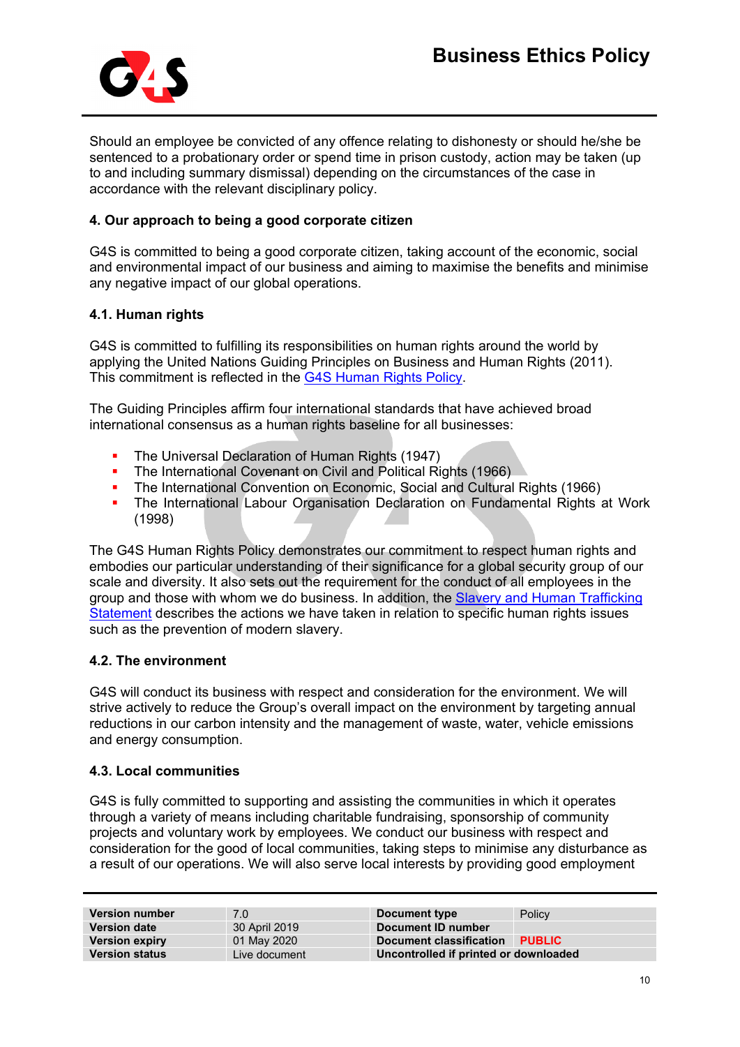Should an employee be convicted of any offence relating to dishonesty or should he/she be sentenced to a probationary order or spend time in prison custody, action may be taken (up to and including summary dismissal) depending on the circumstances of the case in accordance with the relevant disciplinary policy.

## 4. Our approach to being a good corporate citizen

G4S is committed to being a good corporate citizen, taking account of the economic, social and environmental impact of our business and aiming to maximise the benefits and minimise any negative impact of our global operations.

### 4.1. Human rights

G4S is committed to fulfilling its responsibilities on human rights around the world by applying the United Nations Guiding Principles on Business and Human Rights (2011). This commitment is reflected in the G4S Human Rights Policy.

The Guiding Principles affirm four international standards that have achieved broad international consensus as a human rights baseline for all businesses:

- The Universal Declaration of Human Rights (1947)
- The International Covenant on Civil and Political Rights (1966)
- The International Convention on Economic, Social and Cultural Rights (1966)
- The International Labour Organisation Declaration on Fundamental Rights at Work (1998)

The G4S Human Rights Policy demonstrates our commitment to respect human rights and embodies our particular understanding of their significance for a global security group of our scale and diversity. It also sets out the requirement for the conduct of all employees in the group and those with whom we do business. In addition, the Slavery and Human Trafficking Statement describes the actions we have taken in relation to specific human rights issues such as the prevention of modern slavery.

### 4.2. The environment

G4S will conduct its business with respect and consideration for the environment. We will strive actively to reduce the Group's overall impact on the environment by targeting annual reductions in our carbon intensity and the management of waste, water, vehicle emissions and energy consumption.

### 4.3. Local communities

G4S is fully committed to supporting and assisting the communities in which it operates through a variety of means including charitable fundraising, sponsorship of community projects and voluntary work by employees. We conduct our business with respect and consideration for the good of local communities, taking steps to minimise any disturbance as a result of our operations. We will also serve local interests by providing good employment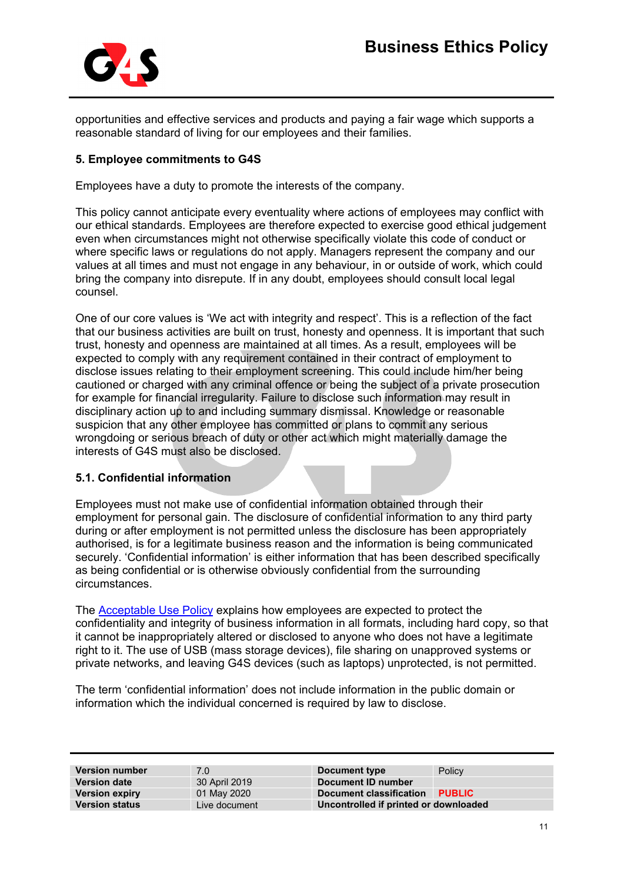opportunities and effective services and products and paying a fair wage which supports a reasonable standard of living for our employees and their families.

### 5. Employee commitments to G4S

Employees have a duty to promote the interests of the company.

This policy cannot anticipate every eventuality where actions of employees may conflict with our ethical standards. Employees are therefore expected to exercise good ethical judgement even when circumstances might not otherwise specifically violate this code of conduct or where specific laws or regulations do not apply. Managers represent the company and our values at all times and must not engage in any behaviour, in or outside of work, which could bring the company into disrepute. If in any doubt, employees should consult local legal counsel.

One of our core values is 'We act with integrity and respect'. This is a reflection of the fact that our business activities are built on trust, honesty and openness. It is important that such trust, honesty and openness are maintained at all times. As a result, employees will be expected to comply with any requirement contained in their contract of employment to disclose issues relating to their employment screening. This could include him/her being cautioned or charged with any criminal offence or being the subject of a private prosecution for example for financial irregularity. Failure to disclose such information may result in disciplinary action up to and including summary dismissal. Knowledge or reasonable suspicion that any other employee has committed or plans to commit any serious wrongdoing or serious breach of duty or other act which might materially damage the interests of G4S must also be disclosed.

### 5.1. Confidential information

Employees must not make use of confidential information obtained through their employment for personal gain. The disclosure of confidential information to any third party during or after employment is not permitted unless the disclosure has been appropriately authorised, is for a legitimate business reason and the information is being communicated securely. 'Confidential information' is either information that has been described specifically as being confidential or is otherwise obviously confidential from the surrounding circumstances.

The Acceptable Use Policy explains how employees are expected to protect the confidentiality and integrity of business information in all formats, including hard copy, so that it cannot be inappropriately altered or disclosed to anyone who does not have a legitimate right to it. The use of USB (mass storage devices), file sharing on unapproved systems or private networks, and leaving G4S devices (such as laptops) unprotected, is not permitted.

The term 'confidential information' does not include information in the public domain or information which the individual concerned is required by law to disclose.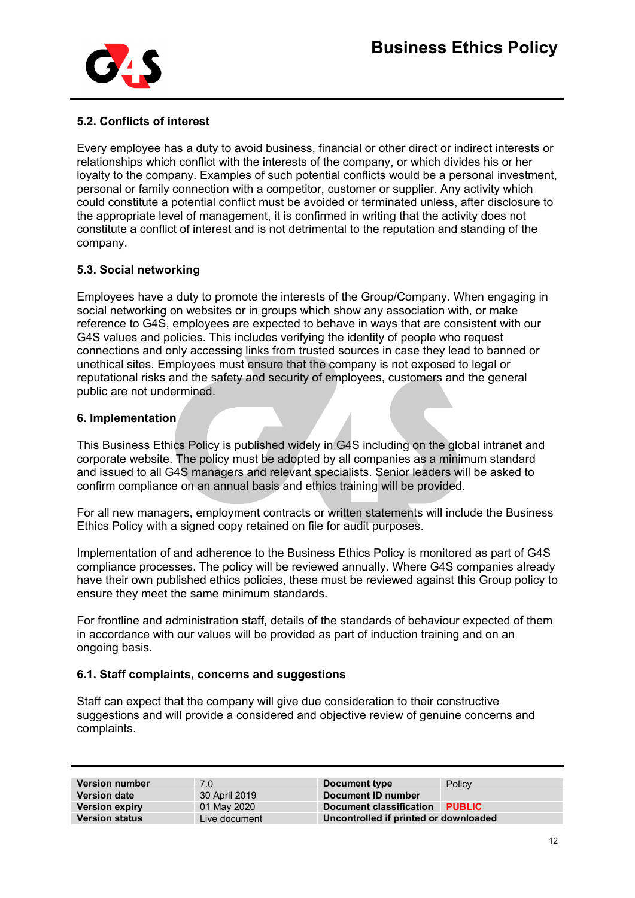### 5.2. Conflicts of interest

Every employee has a duty to avoid business, financial or other direct or indirect interests or relationships which conflict with the interests of the company, or which divides his or her loyalty to the company. Examples of such potential conflicts would be a personal investment, personal or family connection with a competitor, customer or supplier. Any activity which could constitute a potential conflict must be avoided or terminated unless, after disclosure to the appropriate level of management, it is confirmed in writing that the activity does not constitute a conflict of interest and is not detrimental to the reputation and standing of the company.

### 5.3. Social networking

Employees have a duty to promote the interests of the Group/Company. When engaging in social networking on websites or in groups which show any association with, or make reference to G4S, employees are expected to behave in ways that are consistent with our G4S values and policies. This includes verifying the identity of people who request connections and only accessing links from trusted sources in case they lead to banned or unethical sites. Employees must ensure that the company is not exposed to legal or reputational risks and the safety and security of employees, customers and the general public are not undermined.

## 6. Implementation

This Business Ethics Policy is published widely in G4S including on the global intranet and corporate website. The policy must be adopted by all companies as a minimum standard and issued to all G4S managers and relevant specialists. Senior leaders will be asked to confirm compliance on an annual basis and ethics training will be provided.

For all new managers, employment contracts or written statements will include the Business Ethics Policy with a signed copy retained on file for audit purposes.

Implementation of and adherence to the Business Ethics Policy is monitored as part of G4S compliance processes. The policy will be reviewed annually. Where G4S companies already have their own published ethics policies, these must be reviewed against this Group policy to ensure they meet the same minimum standards.

For frontline and administration staff, details of the standards of behaviour expected of them in accordance with our values will be provided as part of induction training and on an ongoing basis.

### 6.1. Staff complaints, concerns and suggestions

Staff can expect that the company will give due consideration to their constructive suggestions and will provide a considered and objective review of genuine concerns and complaints.

| **Version number** | 7.0 | **Document type** | Policy |
|---|---|---|---|
| **Version date** | 30 April 2019 | **Document ID number** | |
| **Version expiry** | 01 May 2020 | **Document classification** | **PUBLIC** |
| **Version status** | Live document | **Uncontrolled if printed or downloaded** | |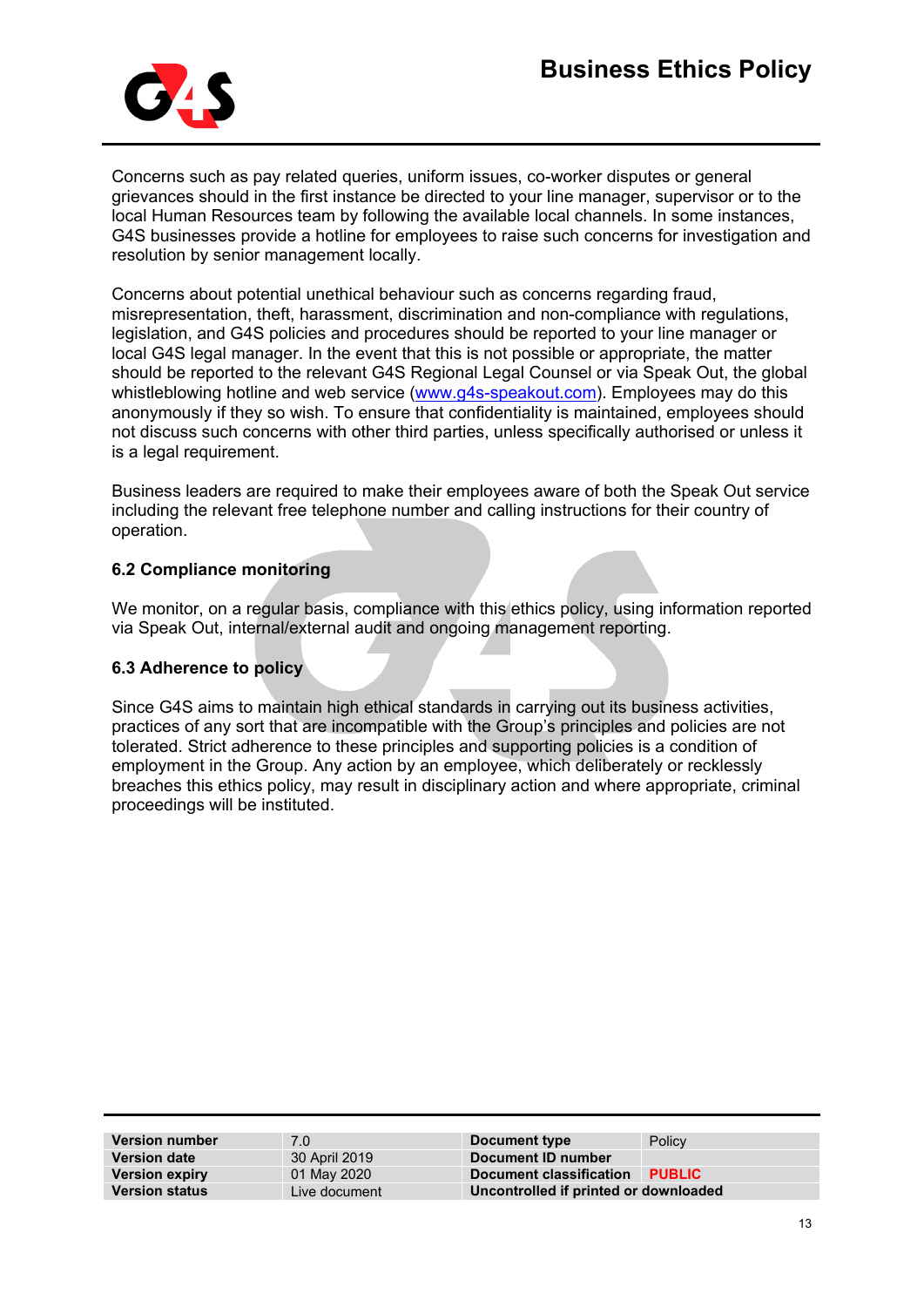Concerns such as pay related queries, uniform issues, co-worker disputes or general grievances should in the first instance be directed to your line manager, supervisor or to the local Human Resources team by following the available local channels. In some instances, G4S businesses provide a hotline for employees to raise such concerns for investigation and resolution by senior management locally.

Concerns about potential unethical behaviour such as concerns regarding fraud, misrepresentation, theft, harassment, discrimination and non-compliance with regulations, legislation, and G4S policies and procedures should be reported to your line manager or local G4S legal manager. In the event that this is not possible or appropriate, the matter should be reported to the relevant G4S Regional Legal Counsel or via Speak Out, the global whistleblowing hotline and web service (www.g4s-speakout.com). Employees may do this anonymously if they so wish. To ensure that confidentiality is maintained, employees should not discuss such concerns with other third parties, unless specifically authorised or unless it is a legal requirement.

Business leaders are required to make their employees aware of both the Speak Out service including the relevant free telephone number and calling instructions for their country of operation.

### 6.2 Compliance monitoring

We monitor, on a regular basis, compliance with this ethics policy, using information reported via Speak Out, internal/external audit and ongoing management reporting.

### 6.3 Adherence to policy

Since G4S aims to maintain high ethical standards in carrying out its business activities, practices of any sort that are incompatible with the Group's principles and policies are not tolerated. Strict adherence to these principles and supporting policies is a condition of employment in the Group. Any action by an employee, which deliberately or recklessly breaches this ethics policy, may result in disciplinary action and where appropriate, criminal proceedings will be instituted.